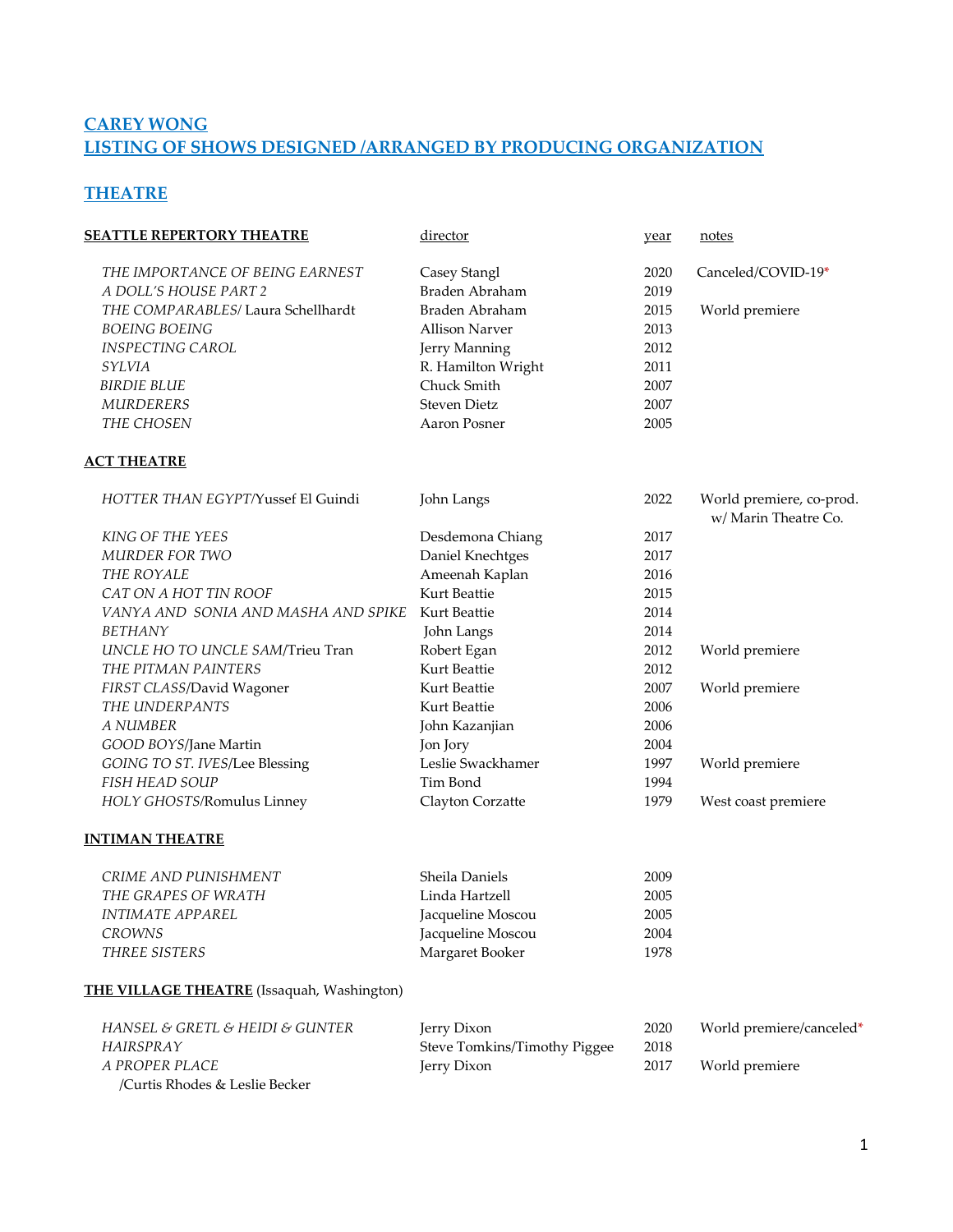# CAREY WONG
# LISTING OF SHOWS DESIGNED /ARRANGED BY PRODUCING ORGANIZATION

## THEATRE

### SEATTLE REPERTORY THEATRE

| | director | year | notes |
|---|---|---|---|
| *THE IMPORTANCE OF BEING EARNEST* | Casey Stangl | 2020 | Canceled/COVID-19* |
| *A DOLL'S HOUSE PART 2* | Braden Abraham | 2019 | |
| *THE COMPARABLES*/ Laura Schellhardt | Braden Abraham | 2015 | World premiere |
| *BOEING BOEING* | Allison Narver | 2013 | |
| *INSPECTING CAROL* | Jerry Manning | 2012 | |
| *SYLVIA* | R. Hamilton Wright | 2011 | |
| *BIRDIE BLUE* | Chuck Smith | 2007 | |
| *MURDERERS* | Steven Dietz | 2007 | |
| *THE CHOSEN* | Aaron Posner | 2005 | |

### ACT THEATRE

| | | | |
|---|---|---|---|
| *HOTTER THAN EGYPT*/Yussef El Guindi | John Langs | 2022 | World premiere, co-prod. w/ Marin Theatre Co. |
| *KING OF THE YEES* | Desdemona Chiang | 2017 | |
| *MURDER FOR TWO* | Daniel Knechtges | 2017 | |
| *THE ROYALE* | Ameenah Kaplan | 2016 | |
| *CAT ON A HOT TIN ROOF* | Kurt Beattie | 2015 | |
| *VANYA AND SONIA AND MASHA AND SPIKE* | Kurt Beattie | 2014 | |
| *BETHANY* | John Langs | 2014 | |
| *UNCLE HO TO UNCLE SAM*/Trieu Tran | Robert Egan | 2012 | World premiere |
| *THE PITMAN PAINTERS* | Kurt Beattie | 2012 | |
| *FIRST CLASS*/David Wagoner | Kurt Beattie | 2007 | World premiere |
| *THE UNDERPANTS* | Kurt Beattie | 2006 | |
| *A NUMBER* | John Kazanjian | 2006 | |
| *GOOD BOYS*/Jane Martin | Jon Jory | 2004 | |
| *GOING TO ST. IVES*/Lee Blessing | Leslie Swackhamer | 1997 | World premiere |
| *FISH HEAD SOUP* | Tim Bond | 1994 | |
| *HOLY GHOSTS*/Romulus Linney | Clayton Corzatte | 1979 | West coast premiere |

### INTIMAN THEATRE

| | | | |
|---|---|---|---|
| *CRIME AND PUNISHMENT* | Sheila Daniels | 2009 | |
| *THE GRAPES OF WRATH* | Linda Hartzell | 2005 | |
| *INTIMATE APPAREL* | Jacqueline Moscou | 2005 | |
| *CROWNS* | Jacqueline Moscou | 2004 | |
| *THREE SISTERS* | Margaret Booker | 1978 | |

### THE VILLAGE THEATRE (Issaquah, Washington)

| | | | |
|---|---|---|---|
| *HANSEL & GRETL & HEIDI & GUNTER* | Jerry Dixon | 2020 | World premiere/canceled* |
| *HAIRSPRAY* | Steve Tomkins/Timothy Piggee | 2018 | |
| *A PROPER PLACE* /Curtis Rhodes & Leslie Becker | Jerry Dixon | 2017 | World premiere |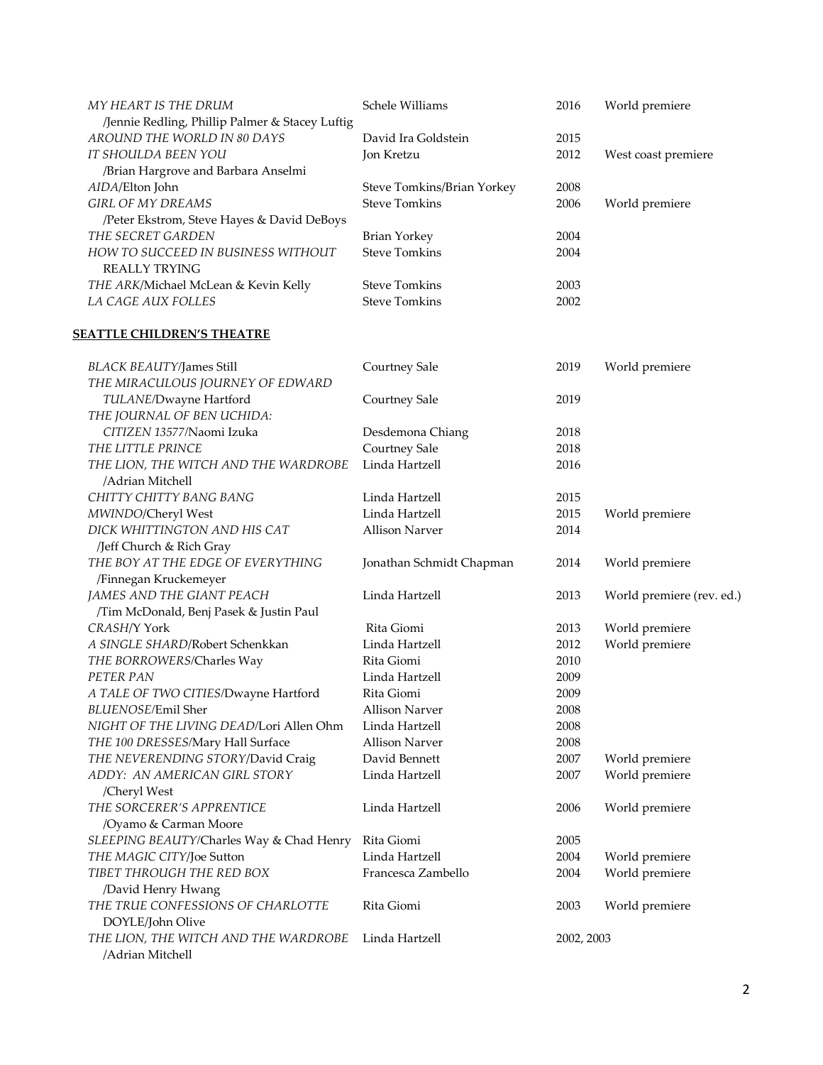| | | | |
|---|---|---|---|
| *MY HEART IS THE DRUM* /Jennie Redling, Phillip Palmer & Stacey Luftig | Schele Williams | 2016 | World premiere |
| *AROUND THE WORLD IN 80 DAYS* | David Ira Goldstein | 2015 | |
| *IT SHOULDA BEEN YOU* /Brian Hargrove and Barbara Anselmi | Jon Kretzu | 2012 | West coast premiere |
| *AIDA*/Elton John | Steve Tomkins/Brian Yorkey | 2008 | |
| *GIRL OF MY DREAMS* /Peter Ekstrom, Steve Hayes & David DeBoys | Steve Tomkins | 2006 | World premiere |
| *THE SECRET GARDEN* | Brian Yorkey | 2004 | |
| *HOW TO SUCCEED IN BUSINESS WITHOUT REALLY TRYING* | Steve Tomkins | 2004 | |
| *THE ARK*/Michael McLean & Kevin Kelly | Steve Tomkins | 2003 | |
| *LA CAGE AUX FOLLES* | Steve Tomkins | 2002 | |

**SEATTLE CHILDREN'S THEATRE**

| | | | |
|---|---|---|---|
| *BLACK BEAUTY*/James Still | Courtney Sale | 2019 | World premiere |
| *THE MIRACULOUS JOURNEY OF EDWARD TULANE*/Dwayne Hartford | Courtney Sale | 2019 | |
| *THE JOURNAL OF BEN UCHIDA: CITIZEN 13577*/Naomi Izuka | Desdemona Chiang | 2018 | |
| *THE LITTLE PRINCE* | Courtney Sale | 2018 | |
| *THE LION, THE WITCH AND THE WARDROBE* /Adrian Mitchell | Linda Hartzell | 2016 | |
| *CHITTY CHITTY BANG BANG* | Linda Hartzell | 2015 | |
| *MWINDO*/Cheryl West | Linda Hartzell | 2015 | World premiere |
| *DICK WHITTINGTON AND HIS CAT* /Jeff Church & Rich Gray | Allison Narver | 2014 | |
| *THE BOY AT THE EDGE OF EVERYTHING* /Finnegan Kruckemeyer | Jonathan Schmidt Chapman | 2014 | World premiere |
| *JAMES AND THE GIANT PEACH* /Tim McDonald, Benj Pasek & Justin Paul | Linda Hartzell | 2013 | World premiere (rev. ed.) |
| *CRASH*/Y York | Rita Giomi | 2013 | World premiere |
| *A SINGLE SHARD*/Robert Schenkkan | Linda Hartzell | 2012 | World premiere |
| *THE BORROWERS*/Charles Way | Rita Giomi | 2010 | |
| *PETER PAN* | Linda Hartzell | 2009 | |
| *A TALE OF TWO CITIES*/Dwayne Hartford | Rita Giomi | 2009 | |
| *BLUENOSE*/Emil Sher | Allison Narver | 2008 | |
| *NIGHT OF THE LIVING DEAD*/Lori Allen Ohm | Linda Hartzell | 2008 | |
| *THE 100 DRESSES*/Mary Hall Surface | Allison Narver | 2008 | |
| *THE NEVERENDING STORY*/David Craig | David Bennett | 2007 | World premiere |
| *ADDY: AN AMERICAN GIRL STORY* /Cheryl West | Linda Hartzell | 2007 | World premiere |
| *THE SORCERER'S APPRENTICE* /Oyamo & Carman Moore | Linda Hartzell | 2006 | World premiere |
| *SLEEPING BEAUTY*/Charles Way & Chad Henry | Rita Giomi | 2005 | |
| *THE MAGIC CITY*/Joe Sutton | Linda Hartzell | 2004 | World premiere |
| *TIBET THROUGH THE RED BOX* /David Henry Hwang | Francesca Zambello | 2004 | World premiere |
| *THE TRUE CONFESSIONS OF CHARLOTTE DOYLE*/John Olive | Rita Giomi | 2003 | World premiere |
| *THE LION, THE WITCH AND THE WARDROBE* /Adrian Mitchell | Linda Hartzell | 2002, 2003 | |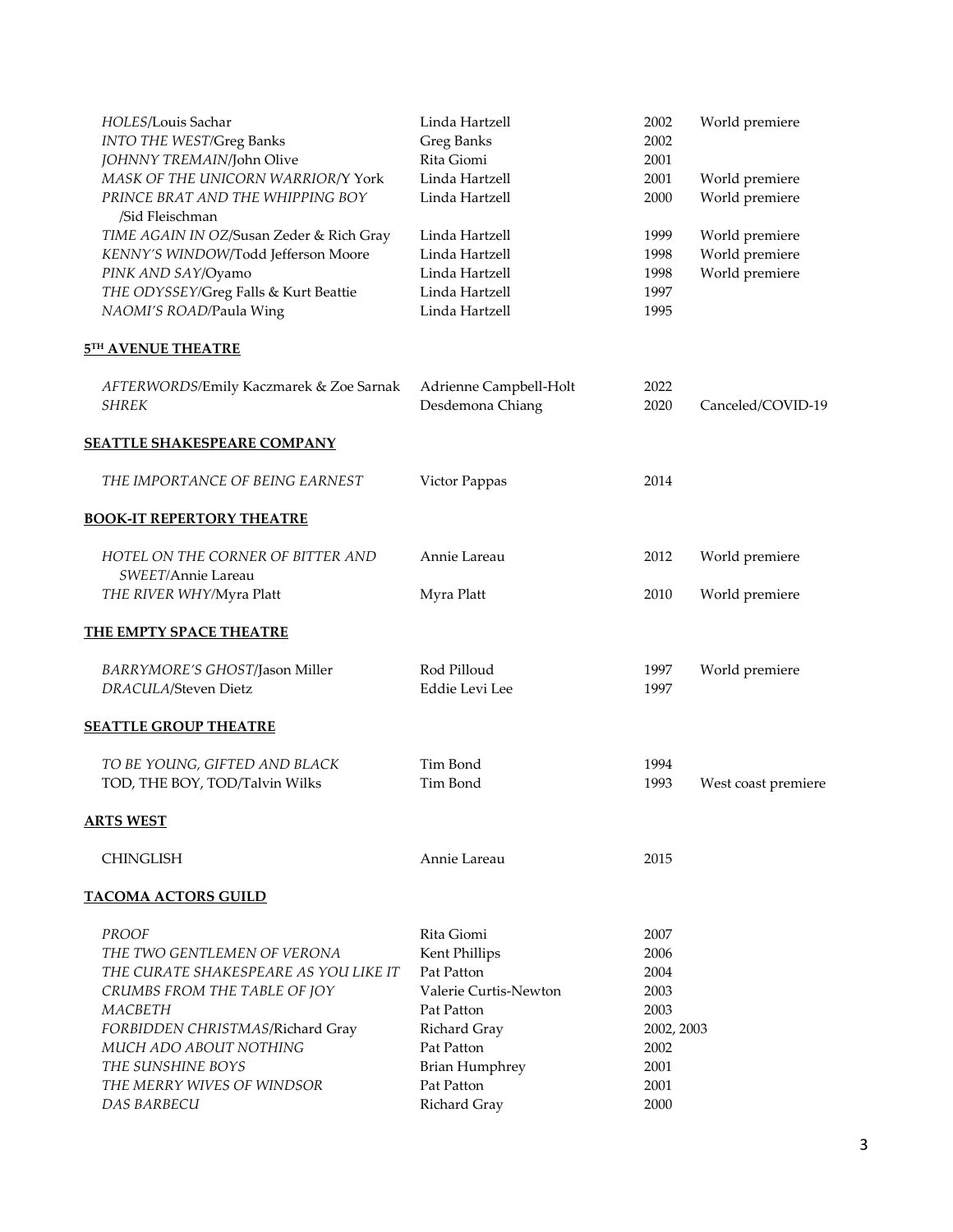| | | | |
|---|---|---|---|
| *HOLES*/Louis Sachar | Linda Hartzell | 2002 | World premiere |
| *INTO THE WEST*/Greg Banks | Greg Banks | 2002 | |
| *JOHNNY TREMAIN*/John Olive | Rita Giomi | 2001 | |
| *MASK OF THE UNICORN WARRIOR*/Y York | Linda Hartzell | 2001 | World premiere |
| *PRINCE BRAT AND THE WHIPPING BOY* /Sid Fleischman | Linda Hartzell | 2000 | World premiere |
| *TIME AGAIN IN OZ*/Susan Zeder & Rich Gray | Linda Hartzell | 1999 | World premiere |
| *KENNY'S WINDOW*/Todd Jefferson Moore | Linda Hartzell | 1998 | World premiere |
| *PINK AND SAY*/Oyamo | Linda Hartzell | 1998 | World premiere |
| *THE ODYSSEY*/Greg Falls & Kurt Beattie | Linda Hartzell | 1997 | |
| *NAOMI'S ROAD*/Paula Wing | Linda Hartzell | 1995 | |

**5TH AVENUE THEATRE**

| | | | |
|---|---|---|---|
| *AFTERWORDS*/Emily Kaczmarek & Zoe Sarnak | Adrienne Campbell-Holt | 2022 | |
| *SHREK* | Desdemona Chiang | 2020 | Canceled/COVID-19 |

**SEATTLE SHAKESPEARE COMPANY**

| | | | |
|---|---|---|---|
| *THE IMPORTANCE OF BEING EARNEST* | Victor Pappas | 2014 | |

**BOOK-IT REPERTORY THEATRE**

| | | | |
|---|---|---|---|
| *HOTEL ON THE CORNER OF BITTER AND SWEET*/Annie Lareau | Annie Lareau | 2012 | World premiere |
| *THE RIVER WHY*/Myra Platt | Myra Platt | 2010 | World premiere |

**THE EMPTY SPACE THEATRE**

| | | | |
|---|---|---|---|
| *BARRYMORE'S GHOST*/Jason Miller | Rod Pilloud | 1997 | World premiere |
| *DRACULA*/Steven Dietz | Eddie Levi Lee | 1997 | |

**SEATTLE GROUP THEATRE**

| | | | |
|---|---|---|---|
| *TO BE YOUNG, GIFTED AND BLACK* | Tim Bond | 1994 | |
| TOD, THE BOY, TOD/Talvin Wilks | Tim Bond | 1993 | West coast premiere |

**ARTS WEST**

| | | | |
|---|---|---|---|
| CHINGLISH | Annie Lareau | 2015 | |

**TACOMA ACTORS GUILD**

| | | | |
|---|---|---|---|
| *PROOF* | Rita Giomi | 2007 | |
| *THE TWO GENTLEMEN OF VERONA* | Kent Phillips | 2006 | |
| *THE CURATE SHAKESPEARE AS YOU LIKE IT* | Pat Patton | 2004 | |
| *CRUMBS FROM THE TABLE OF JOY* | Valerie Curtis-Newton | 2003 | |
| *MACBETH* | Pat Patton | 2003 | |
| *FORBIDDEN CHRISTMAS*/Richard Gray | Richard Gray | 2002, 2003 | |
| *MUCH ADO ABOUT NOTHING* | Pat Patton | 2002 | |
| *THE SUNSHINE BOYS* | Brian Humphrey | 2001 | |
| *THE MERRY WIVES OF WINDSOR* | Pat Patton | 2001 | |
| *DAS BARBECU* | Richard Gray | 2000 | |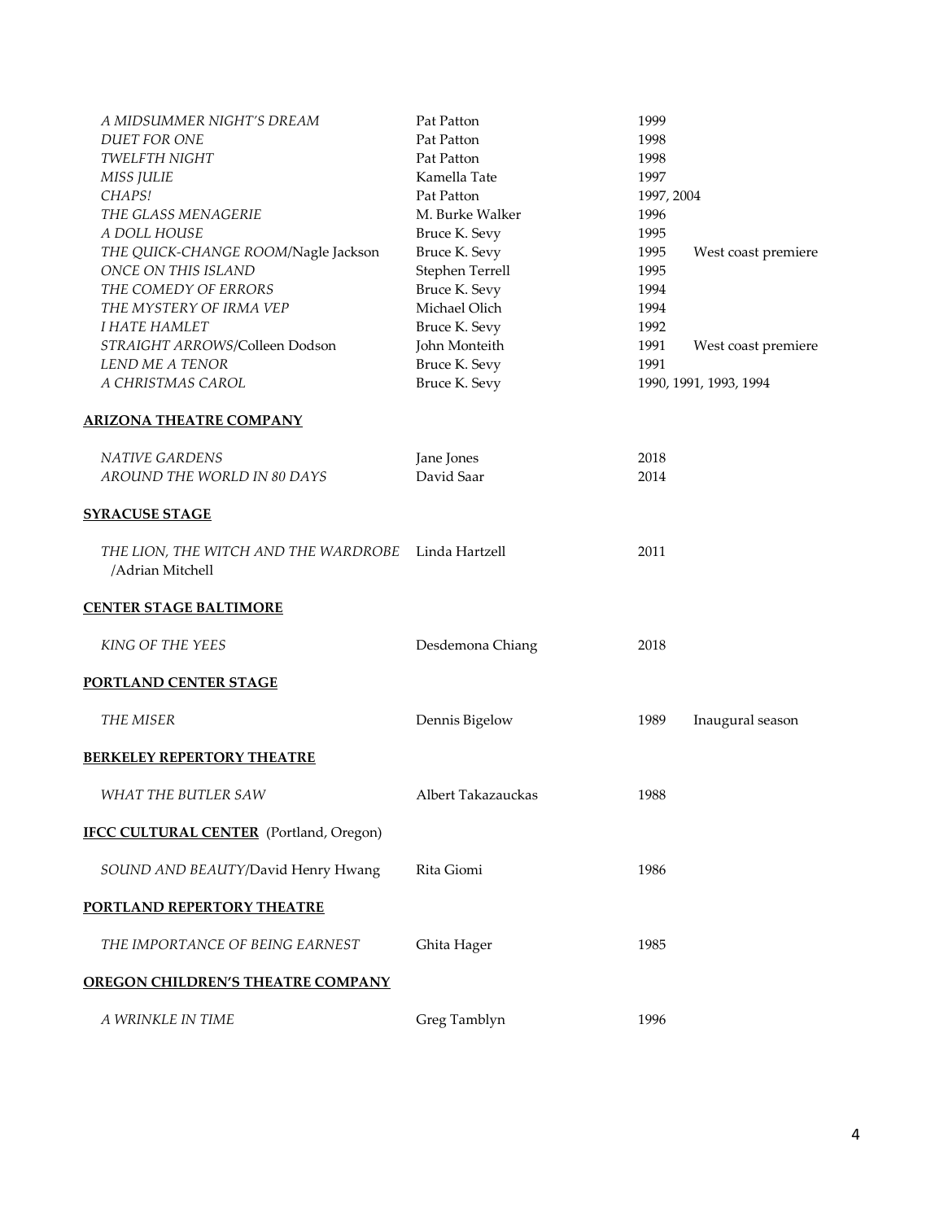| | | | |
|---|---|---|---|
| *A MIDSUMMER NIGHT'S DREAM* | Pat Patton | 1999 | |
| *DUET FOR ONE* | Pat Patton | 1998 | |
| *TWELFTH NIGHT* | Pat Patton | 1998 | |
| *MISS JULIE* | Kamella Tate | 1997 | |
| *CHAPS!* | Pat Patton | 1997, 2004 | |
| *THE GLASS MENAGERIE* | M. Burke Walker | 1996 | |
| *A DOLL HOUSE* | Bruce K. Sevy | 1995 | |
| *THE QUICK-CHANGE ROOM*/Nagle Jackson | Bruce K. Sevy | 1995 | West coast premiere |
| *ONCE ON THIS ISLAND* | Stephen Terrell | 1995 | |
| *THE COMEDY OF ERRORS* | Bruce K. Sevy | 1994 | |
| *THE MYSTERY OF IRMA VEP* | Michael Olich | 1994 | |
| *I HATE HAMLET* | Bruce K. Sevy | 1992 | |
| *STRAIGHT ARROWS*/Colleen Dodson | John Monteith | 1991 | West coast premiere |
| *LEND ME A TENOR* | Bruce K. Sevy | 1991 | |
| *A CHRISTMAS CAROL* | Bruce K. Sevy | 1990, 1991, 1993, 1994 | |

**ARIZONA THEATRE COMPANY**

| | | |
|---|---|---|
| *NATIVE GARDENS* | Jane Jones | 2018 |
| *AROUND THE WORLD IN 80 DAYS* | David Saar | 2014 |

**SYRACUSE STAGE**

| | | |
|---|---|---|
| *THE LION, THE WITCH AND THE WARDROBE* /Adrian Mitchell | Linda Hartzell | 2011 |

**CENTER STAGE BALTIMORE**

| | | |
|---|---|---|
| *KING OF THE YEES* | Desdemona Chiang | 2018 |

**PORTLAND CENTER STAGE**

| | | | |
|---|---|---|---|
| *THE MISER* | Dennis Bigelow | 1989 | Inaugural season |

**BERKELEY REPERTORY THEATRE**

| | | |
|---|---|---|
| *WHAT THE BUTLER SAW* | Albert Takazauckas | 1988 |

**IFCC CULTURAL CENTER** (Portland, Oregon)

| | | |
|---|---|---|
| *SOUND AND BEAUTY*/David Henry Hwang | Rita Giomi | 1986 |

**PORTLAND REPERTORY THEATRE**

| | | |
|---|---|---|
| *THE IMPORTANCE OF BEING EARNEST* | Ghita Hager | 1985 |

**OREGON CHILDREN'S THEATRE COMPANY**

| | | |
|---|---|---|
| *A WRINKLE IN TIME* | Greg Tamblyn | 1996 |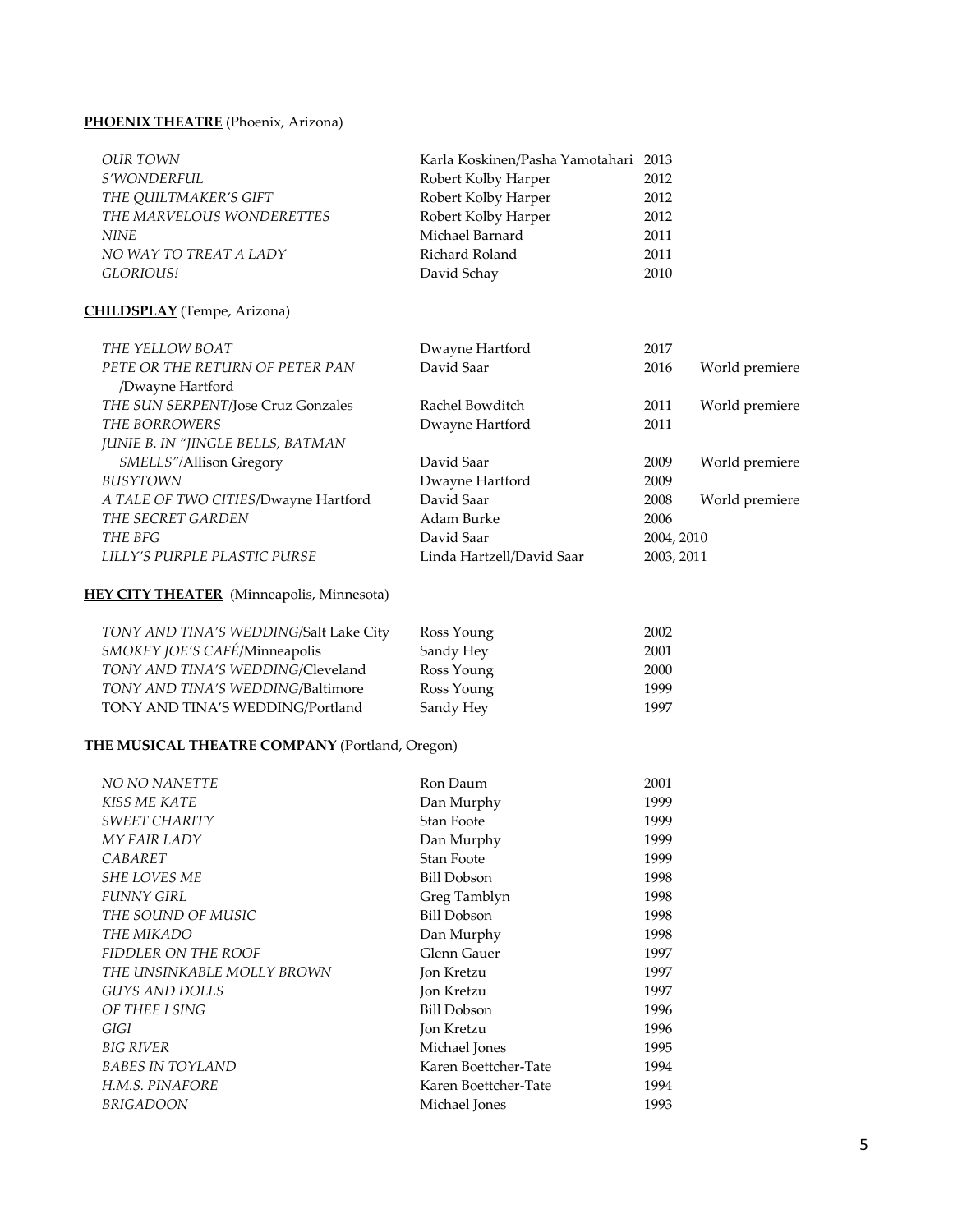**PHOENIX THEATRE** (Phoenix, Arizona)

| | | | |
|---|---|---|---|
| *OUR TOWN* | Karla Koskinen/Pasha Yamotahari | 2013 | |
| *S'WONDERFUL* | Robert Kolby Harper | 2012 | |
| *THE QUILTMAKER'S GIFT* | Robert Kolby Harper | 2012 | |
| *THE MARVELOUS WONDERETTES* | Robert Kolby Harper | 2012 | |
| *NINE* | Michael Barnard | 2011 | |
| *NO WAY TO TREAT A LADY* | Richard Roland | 2011 | |
| *GLORIOUS!* | David Schay | 2010 | |

**CHILDSPLAY** (Tempe, Arizona)

| | | | |
|---|---|---|---|
| *THE YELLOW BOAT* | Dwayne Hartford | 2017 | |
| *PETE OR THE RETURN OF PETER PAN* /Dwayne Hartford | David Saar | 2016 | World premiere |
| *THE SUN SERPENT*/Jose Cruz Gonzales | Rachel Bowditch | 2011 | World premiere |
| *THE BORROWERS* | Dwayne Hartford | 2011 | |
| *JUNIE B. IN "JINGLE BELLS, BATMAN SMELLS"*/Allison Gregory | David Saar | 2009 | World premiere |
| *BUSYTOWN* | Dwayne Hartford | 2009 | |
| *A TALE OF TWO CITIES*/Dwayne Hartford | David Saar | 2008 | World premiere |
| *THE SECRET GARDEN* | Adam Burke | 2006 | |
| *THE BFG* | David Saar | 2004, 2010 | |
| *LILLY'S PURPLE PLASTIC PURSE* | Linda Hartzell/David Saar | 2003, 2011 | |

**HEY CITY THEATER** (Minneapolis, Minnesota)

| | | |
|---|---|---|
| *TONY AND TINA'S WEDDING*/Salt Lake City | Ross Young | 2002 |
| *SMOKEY JOE'S CAFÉ*/Minneapolis | Sandy Hey | 2001 |
| *TONY AND TINA'S WEDDING*/Cleveland | Ross Young | 2000 |
| *TONY AND TINA'S WEDDING*/Baltimore | Ross Young | 1999 |
| TONY AND TINA'S WEDDING/Portland | Sandy Hey | 1997 |

**THE MUSICAL THEATRE COMPANY** (Portland, Oregon)

| | | |
|---|---|---|
| *NO NO NANETTE* | Ron Daum | 2001 |
| *KISS ME KATE* | Dan Murphy | 1999 |
| *SWEET CHARITY* | Stan Foote | 1999 |
| *MY FAIR LADY* | Dan Murphy | 1999 |
| *CABARET* | Stan Foote | 1999 |
| *SHE LOVES ME* | Bill Dobson | 1998 |
| *FUNNY GIRL* | Greg Tamblyn | 1998 |
| *THE SOUND OF MUSIC* | Bill Dobson | 1998 |
| *THE MIKADO* | Dan Murphy | 1998 |
| *FIDDLER ON THE ROOF* | Glenn Gauer | 1997 |
| *THE UNSINKABLE MOLLY BROWN* | Jon Kretzu | 1997 |
| *GUYS AND DOLLS* | Jon Kretzu | 1997 |
| *OF THEE I SING* | Bill Dobson | 1996 |
| *GIGI* | Jon Kretzu | 1996 |
| *BIG RIVER* | Michael Jones | 1995 |
| *BABES IN TOYLAND* | Karen Boettcher-Tate | 1994 |
| *H.M.S. PINAFORE* | Karen Boettcher-Tate | 1994 |
| *BRIGADOON* | Michael Jones | 1993 |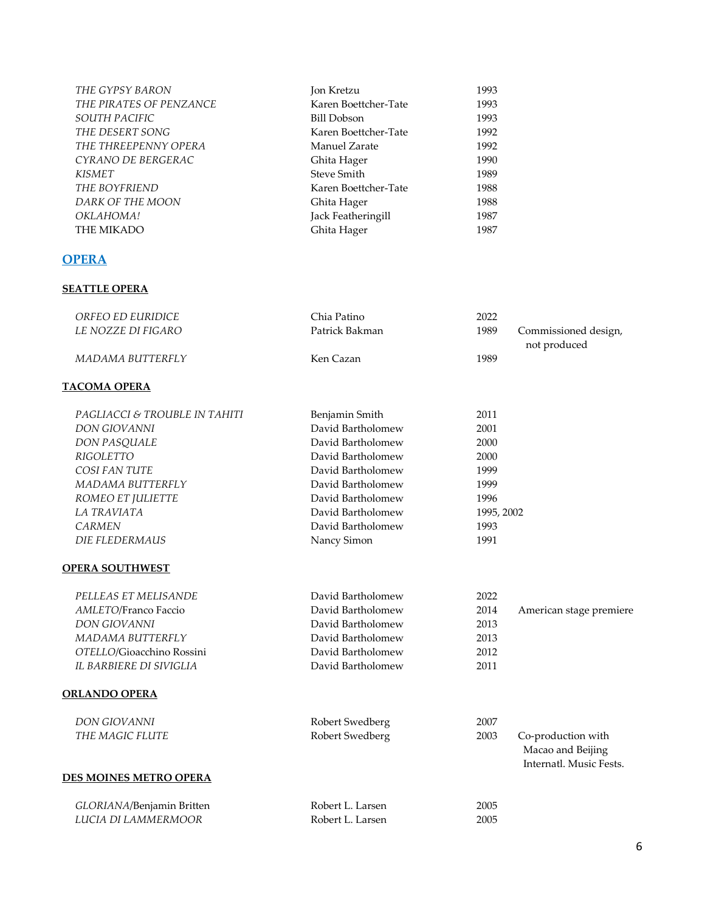| | | | |
|---|---|---|---|
| *THE GYPSY BARON* | Jon Kretzu | 1993 | |
| *THE PIRATES OF PENZANCE* | Karen Boettcher-Tate | 1993 | |
| *SOUTH PACIFIC* | Bill Dobson | 1993 | |
| *THE DESERT SONG* | Karen Boettcher-Tate | 1992 | |
| *THE THREEPENNY OPERA* | Manuel Zarate | 1992 | |
| *CYRANO DE BERGERAC* | Ghita Hager | 1990 | |
| *KISMET* | Steve Smith | 1989 | |
| *THE BOYFRIEND* | Karen Boettcher-Tate | 1988 | |
| *DARK OF THE MOON* | Ghita Hager | 1988 | |
| *OKLAHOMA!* | Jack Featheringill | 1987 | |
| THE MIKADO | Ghita Hager | 1987 | |

## OPERA

### SEATTLE OPERA

| | | | |
|---|---|---|---|
| *ORFEO ED EURIDICE* | Chia Patino | 2022 | |
| *LE NOZZE DI FIGARO* | Patrick Bakman | 1989 | Commissioned design, not produced |
| *MADAMA BUTTERFLY* | Ken Cazan | 1989 | |

### TACOMA OPERA

| | | | |
|---|---|---|---|
| *PAGLIACCI & TROUBLE IN TAHITI* | Benjamin Smith | 2011 | |
| *DON GIOVANNI* | David Bartholomew | 2001 | |
| *DON PASQUALE* | David Bartholomew | 2000 | |
| *RIGOLETTO* | David Bartholomew | 2000 | |
| *COSI FAN TUTE* | David Bartholomew | 1999 | |
| *MADAMA BUTTERFLY* | David Bartholomew | 1999 | |
| *ROMEO ET JULIETTE* | David Bartholomew | 1996 | |
| *LA TRAVIATA* | David Bartholomew | 1995, 2002 | |
| *CARMEN* | David Bartholomew | 1993 | |
| *DIE FLEDERMAUS* | Nancy Simon | 1991 | |

### OPERA SOUTHWEST

| | | | |
|---|---|---|---|
| *PELLEAS ET MELISANDE* | David Bartholomew | 2022 | |
| *AMLETO*/Franco Faccio | David Bartholomew | 2014 | American stage premiere |
| *DON GIOVANNI* | David Bartholomew | 2013 | |
| *MADAMA BUTTERFLY* | David Bartholomew | 2013 | |
| *OTELLO*/Gioacchino Rossini | David Bartholomew | 2012 | |
| *IL BARBIERE DI SIVIGLIA* | David Bartholomew | 2011 | |

### ORLANDO OPERA

| | | | |
|---|---|---|---|
| *DON GIOVANNI* | Robert Swedberg | 2007 | |
| *THE MAGIC FLUTE* | Robert Swedberg | 2003 | Co-production with Macao and Beijing Internatl. Music Fests. |

### DES MOINES METRO OPERA

| | | | |
|---|---|---|---|
| *GLORIANA*/Benjamin Britten | Robert L. Larsen | 2005 | |
| *LUCIA DI LAMMERMOOR* | Robert L. Larsen | 2005 | |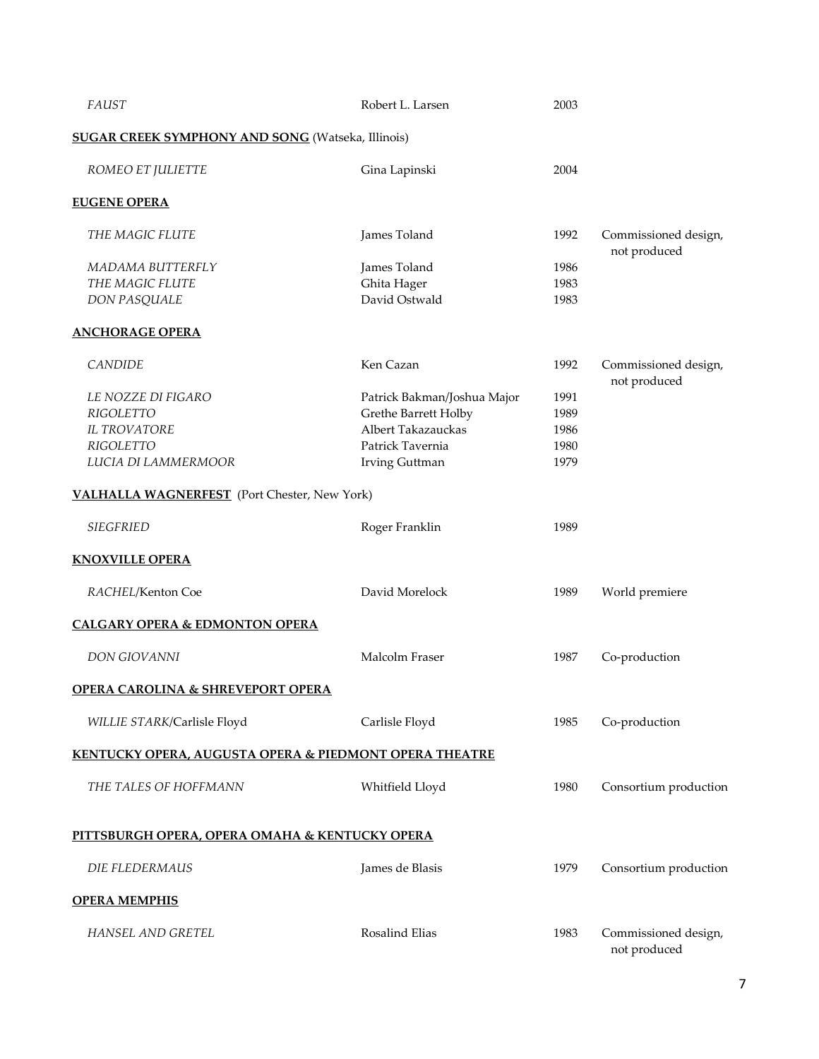| | | | |
|---|---|---|---|
| *FAUST* | Robert L. Larsen | 2003 | |

**SUGAR CREEK SYMPHONY AND SONG** (Watseka, Illinois)

| | | | |
|---|---|---|---|
| *ROMEO ET JULIETTE* | Gina Lapinski | 2004 | |

**EUGENE OPERA**

| | | | |
|---|---|---|---|
| *THE MAGIC FLUTE* | James Toland | 1992 | Commissioned design, not produced |
| *MADAMA BUTTERFLY* | James Toland | 1986 | |
| *THE MAGIC FLUTE* | Ghita Hager | 1983 | |
| *DON PASQUALE* | David Ostwald | 1983 | |

**ANCHORAGE OPERA**

| | | | |
|---|---|---|---|
| *CANDIDE* | Ken Cazan | 1992 | Commissioned design, not produced |
| *LE NOZZE DI FIGARO* | Patrick Bakman/Joshua Major | 1991 | |
| *RIGOLETTO* | Grethe Barrett Holby | 1989 | |
| *IL TROVATORE* | Albert Takazauckas | 1986 | |
| *RIGOLETTO* | Patrick Tavernia | 1980 | |
| *LUCIA DI LAMMERMOOR* | Irving Guttman | 1979 | |

**VALHALLA WAGNERFEST** (Port Chester, New York)

| | | | |
|---|---|---|---|
| *SIEGFRIED* | Roger Franklin | 1989 | |

**KNOXVILLE OPERA**

| | | | |
|---|---|---|---|
| *RACHEL*/Kenton Coe | David Morelock | 1989 | World premiere |

**CALGARY OPERA & EDMONTON OPERA**

| | | | |
|---|---|---|---|
| *DON GIOVANNI* | Malcolm Fraser | 1987 | Co-production |

**OPERA CAROLINA & SHREVEPORT OPERA**

| | | | |
|---|---|---|---|
| *WILLIE STARK*/Carlisle Floyd | Carlisle Floyd | 1985 | Co-production |

**KENTUCKY OPERA, AUGUSTA OPERA & PIEDMONT OPERA THEATRE**

| | | | |
|---|---|---|---|
| *THE TALES OF HOFFMANN* | Whitfield Lloyd | 1980 | Consortium production |

**PITTSBURGH OPERA, OPERA OMAHA & KENTUCKY OPERA**

| | | | |
|---|---|---|---|
| *DIE FLEDERMAUS* | James de Blasis | 1979 | Consortium production |

**OPERA MEMPHIS**

| | | | |
|---|---|---|---|
| *HANSEL AND GRETEL* | Rosalind Elias | 1983 | Commissioned design, not produced |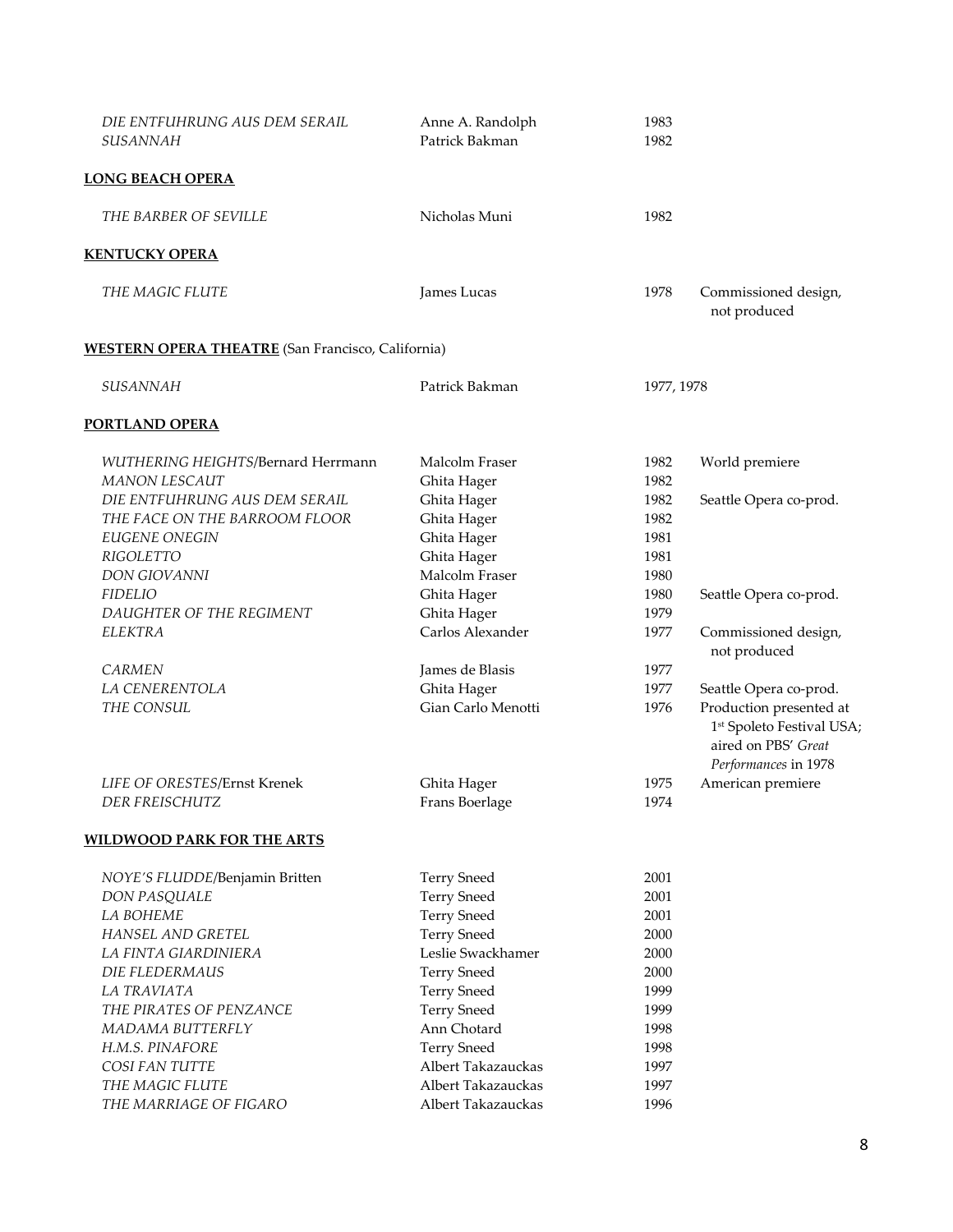| | | | |
|---|---|---|---|
| *DIE ENTFUHRUNG AUS DEM SERAIL* | Anne A. Randolph | 1983 | |
| *SUSANNAH* | Patrick Bakman | 1982 | |

**LONG BEACH OPERA**

| | | | |
|---|---|---|---|
| *THE BARBER OF SEVILLE* | Nicholas Muni | 1982 | |

**KENTUCKY OPERA**

| | | | |
|---|---|---|---|
| *THE MAGIC FLUTE* | James Lucas | 1978 | Commissioned design, not produced |

**WESTERN OPERA THEATRE** (San Francisco, California)

| | | | |
|---|---|---|---|
| *SUSANNAH* | Patrick Bakman | 1977, 1978 | |

**PORTLAND OPERA**

| | | | |
|---|---|---|---|
| *WUTHERING HEIGHTS*/Bernard Herrmann | Malcolm Fraser | 1982 | World premiere |
| *MANON LESCAUT* | Ghita Hager | 1982 | |
| *DIE ENTFUHRUNG AUS DEM SERAIL* | Ghita Hager | 1982 | Seattle Opera co-prod. |
| *THE FACE ON THE BARROOM FLOOR* | Ghita Hager | 1982 | |
| *EUGENE ONEGIN* | Ghita Hager | 1981 | |
| *RIGOLETTO* | Ghita Hager | 1981 | |
| *DON GIOVANNI* | Malcolm Fraser | 1980 | |
| *FIDELIO* | Ghita Hager | 1980 | Seattle Opera co-prod. |
| *DAUGHTER OF THE REGIMENT* | Ghita Hager | 1979 | |
| *ELEKTRA* | Carlos Alexander | 1977 | Commissioned design, not produced |
| *CARMEN* | James de Blasis | 1977 | |
| *LA CENERENTOLA* | Ghita Hager | 1977 | Seattle Opera co-prod. |
| *THE CONSUL* | Gian Carlo Menotti | 1976 | Production presented at 1st Spoleto Festival USA; aired on PBS' *Great Performances* in 1978 |
| *LIFE OF ORESTES*/Ernst Krenek | Ghita Hager | 1975 | American premiere |
| *DER FREISCHUTZ* | Frans Boerlage | 1974 | |

**WILDWOOD PARK FOR THE ARTS**

| | | |
|---|---|---|
| *NOYE'S FLUDDE*/Benjamin Britten | Terry Sneed | 2001 |
| *DON PASQUALE* | Terry Sneed | 2001 |
| *LA BOHEME* | Terry Sneed | 2001 |
| *HANSEL AND GRETEL* | Terry Sneed | 2000 |
| *LA FINTA GIARDINIERA* | Leslie Swackhamer | 2000 |
| *DIE FLEDERMAUS* | Terry Sneed | 2000 |
| *LA TRAVIATA* | Terry Sneed | 1999 |
| *THE PIRATES OF PENZANCE* | Terry Sneed | 1999 |
| *MADAMA BUTTERFLY* | Ann Chotard | 1998 |
| *H.M.S. PINAFORE* | Terry Sneed | 1998 |
| *COSI FAN TUTTE* | Albert Takazauckas | 1997 |
| *THE MAGIC FLUTE* | Albert Takazauckas | 1997 |
| *THE MARRIAGE OF FIGARO* | Albert Takazauckas | 1996 |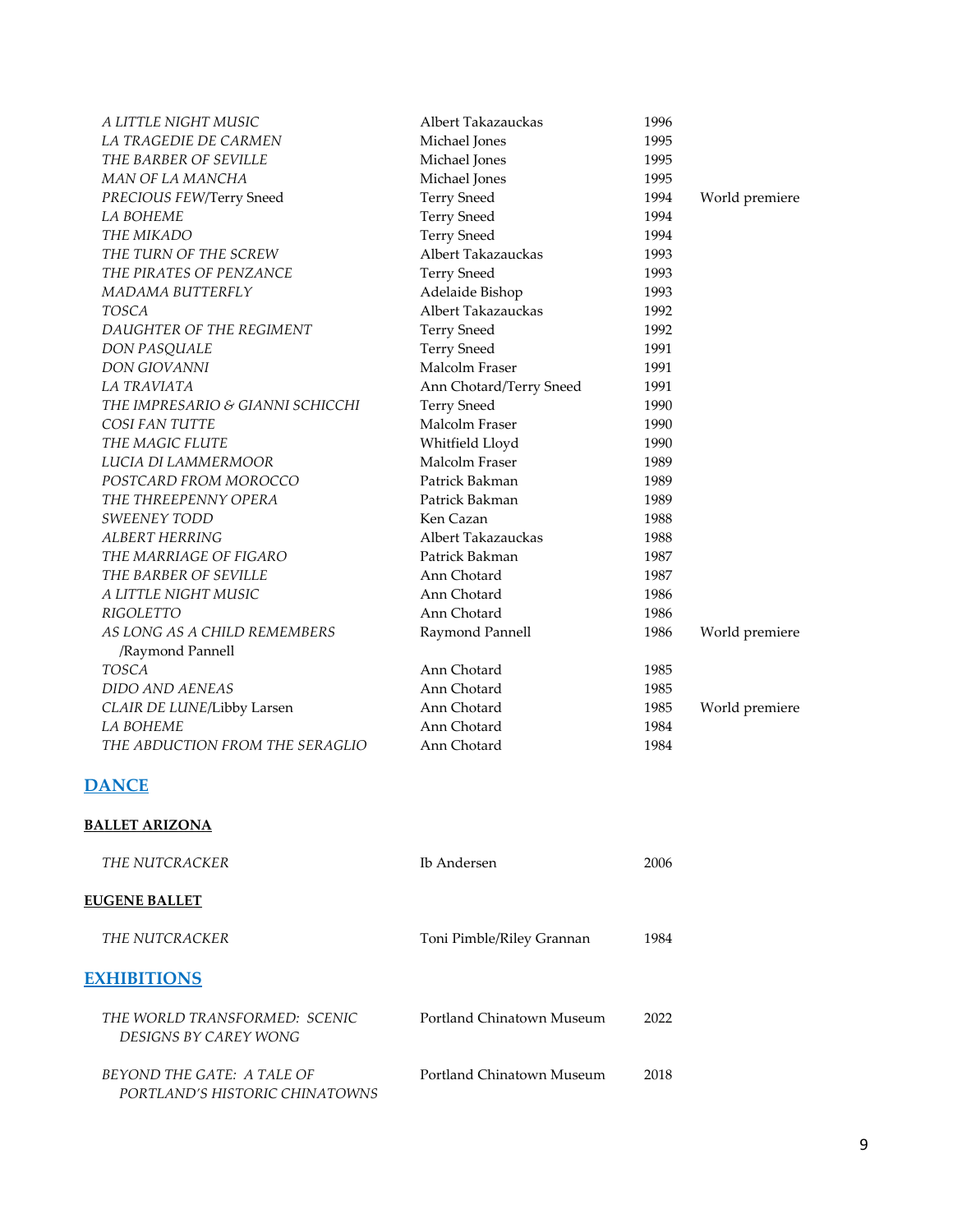| | | | |
|---|---|---|---|
| *A LITTLE NIGHT MUSIC* | Albert Takazauckas | 1996 | |
| *LA TRAGEDIE DE CARMEN* | Michael Jones | 1995 | |
| *THE BARBER OF SEVILLE* | Michael Jones | 1995 | |
| *MAN OF LA MANCHA* | Michael Jones | 1995 | |
| *PRECIOUS FEW*/Terry Sneed | Terry Sneed | 1994 | World premiere |
| *LA BOHEME* | Terry Sneed | 1994 | |
| *THE MIKADO* | Terry Sneed | 1994 | |
| *THE TURN OF THE SCREW* | Albert Takazauckas | 1993 | |
| *THE PIRATES OF PENZANCE* | Terry Sneed | 1993 | |
| *MADAMA BUTTERFLY* | Adelaide Bishop | 1993 | |
| *TOSCA* | Albert Takazauckas | 1992 | |
| *DAUGHTER OF THE REGIMENT* | Terry Sneed | 1992 | |
| *DON PASQUALE* | Terry Sneed | 1991 | |
| *DON GIOVANNI* | Malcolm Fraser | 1991 | |
| *LA TRAVIATA* | Ann Chotard/Terry Sneed | 1991 | |
| *THE IMPRESARIO & GIANNI SCHICCHI* | Terry Sneed | 1990 | |
| *COSI FAN TUTTE* | Malcolm Fraser | 1990 | |
| *THE MAGIC FLUTE* | Whitfield Lloyd | 1990 | |
| *LUCIA DI LAMMERMOOR* | Malcolm Fraser | 1989 | |
| *POSTCARD FROM MOROCCO* | Patrick Bakman | 1989 | |
| *THE THREEPENNY OPERA* | Patrick Bakman | 1989 | |
| *SWEENEY TODD* | Ken Cazan | 1988 | |
| *ALBERT HERRING* | Albert Takazauckas | 1988 | |
| *THE MARRIAGE OF FIGARO* | Patrick Bakman | 1987 | |
| *THE BARBER OF SEVILLE* | Ann Chotard | 1987 | |
| *A LITTLE NIGHT MUSIC* | Ann Chotard | 1986 | |
| *RIGOLETTO* | Ann Chotard | 1986 | |
| *AS LONG AS A CHILD REMEMBERS* /Raymond Pannell | Raymond Pannell | 1986 | World premiere |
| *TOSCA* | Ann Chotard | 1985 | |
| *DIDO AND AENEAS* | Ann Chotard | 1985 | |
| *CLAIR DE LUNE*/Libby Larsen | Ann Chotard | 1985 | World premiere |
| *LA BOHEME* | Ann Chotard | 1984 | |
| *THE ABDUCTION FROM THE SERAGLIO* | Ann Chotard | 1984 | |

## DANCE

**BALLET ARIZONA**

| | | |
|---|---|---|
| *THE NUTCRACKER* | Ib Andersen | 2006 |

**EUGENE BALLET**

| | | |
|---|---|---|
| *THE NUTCRACKER* | Toni Pimble/Riley Grannan | 1984 |

## EXHIBITIONS

| | | |
|---|---|---|
| *THE WORLD TRANSFORMED: SCENIC DESIGNS BY CAREY WONG* | Portland Chinatown Museum | 2022 |
| *BEYOND THE GATE: A TALE OF PORTLAND'S HISTORIC CHINATOWNS* | Portland Chinatown Museum | 2018 |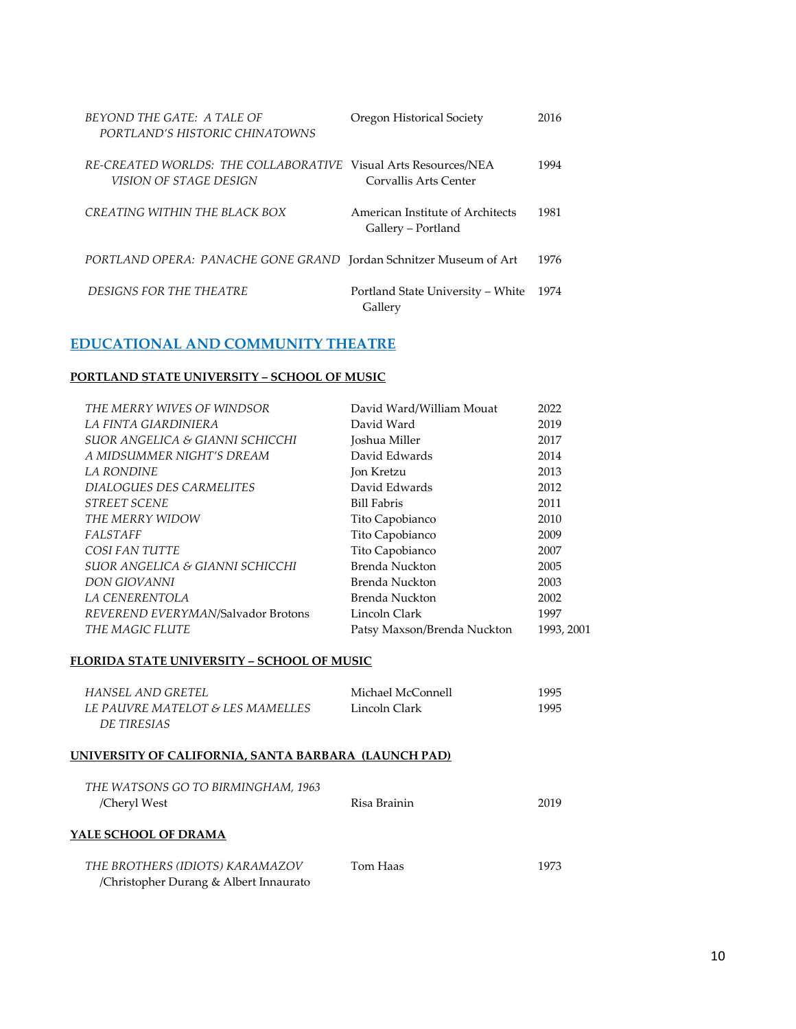| | | |
|---|---|---|
| *BEYOND THE GATE: A TALE OF PORTLAND'S HISTORIC CHINATOWNS* | Oregon Historical Society | 2016 |
| *RE-CREATED WORLDS: THE COLLABORATIVE VISION OF STAGE DESIGN* | Visual Arts Resources/NEA Corvallis Arts Center | 1994 |
| *CREATING WITHIN THE BLACK BOX* | American Institute of Architects Gallery – Portland | 1981 |
| *PORTLAND OPERA: PANACHE GONE GRAND* | Jordan Schnitzer Museum of Art | 1976 |
| *DESIGNS FOR THE THEATRE* | Portland State University – White Gallery | 1974 |

## EDUCATIONAL AND COMMUNITY THEATRE

### PORTLAND STATE UNIVERSITY – SCHOOL OF MUSIC

| | | |
|---|---|---|
| *THE MERRY WIVES OF WINDSOR* | David Ward/William Mouat | 2022 |
| *LA FINTA GIARDINIERA* | David Ward | 2019 |
| *SUOR ANGELICA & GIANNI SCHICCHI* | Joshua Miller | 2017 |
| *A MIDSUMMER NIGHT'S DREAM* | David Edwards | 2014 |
| *LA RONDINE* | Jon Kretzu | 2013 |
| *DIALOGUES DES CARMELITES* | David Edwards | 2012 |
| *STREET SCENE* | Bill Fabris | 2011 |
| *THE MERRY WIDOW* | Tito Capobianco | 2010 |
| *FALSTAFF* | Tito Capobianco | 2009 |
| *COSI FAN TUTTE* | Tito Capobianco | 2007 |
| *SUOR ANGELICA & GIANNI SCHICCHI* | Brenda Nuckton | 2005 |
| *DON GIOVANNI* | Brenda Nuckton | 2003 |
| *LA CENERENTOLA* | Brenda Nuckton | 2002 |
| *REVEREND EVERYMAN*/Salvador Brotons | Lincoln Clark | 1997 |
| *THE MAGIC FLUTE* | Patsy Maxson/Brenda Nuckton | 1993, 2001 |

### FLORIDA STATE UNIVERSITY – SCHOOL OF MUSIC

| | | |
|---|---|---|
| *HANSEL AND GRETEL* | Michael McConnell | 1995 |
| *LE PAUVRE MATELOT & LES MAMELLES DE TIRESIAS* | Lincoln Clark | 1995 |

### UNIVERSITY OF CALIFORNIA, SANTA BARBARA (LAUNCH PAD)

| | | |
|---|---|---|
| *THE WATSONS GO TO BIRMINGHAM, 1963* /Cheryl West | Risa Brainin | 2019 |

### YALE SCHOOL OF DRAMA

| | | |
|---|---|---|
| *THE BROTHERS (IDIOTS) KARAMAZOV* /Christopher Durang & Albert Innaurato | Tom Haas | 1973 |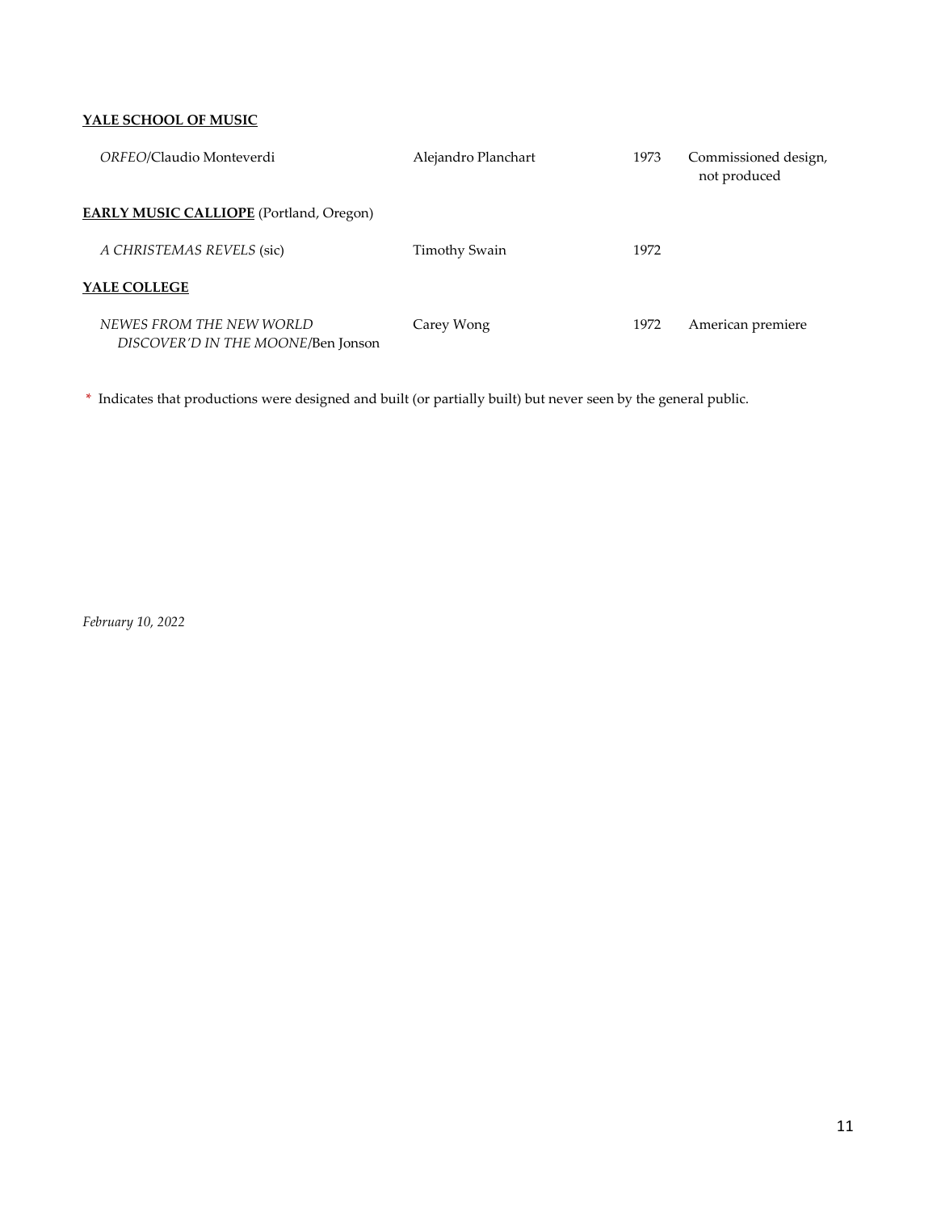**<u>YALE SCHOOL OF MUSIC</u>**

| | | | |
|---|---|---|---|
| *ORFEO*/Claudio Monteverdi | Alejandro Planchart | 1973 | Commissioned design, not produced |

**<u>EARLY MUSIC CALLIOPE</u>** (Portland, Oregon)

| | | | |
|---|---|---|---|
| *A CHRISTEMAS REVELS* (sic) | Timothy Swain | 1972 | |

**<u>YALE COLLEGE</u>**

| | | | |
|---|---|---|---|
| *NEWES FROM THE NEW WORLD DISCOVER'D IN THE MOONE*/Ben Jonson | Carey Wong | 1972 | American premiere |

\* Indicates that productions were designed and built (or partially built) but never seen by the general public.

*February 10, 2022*